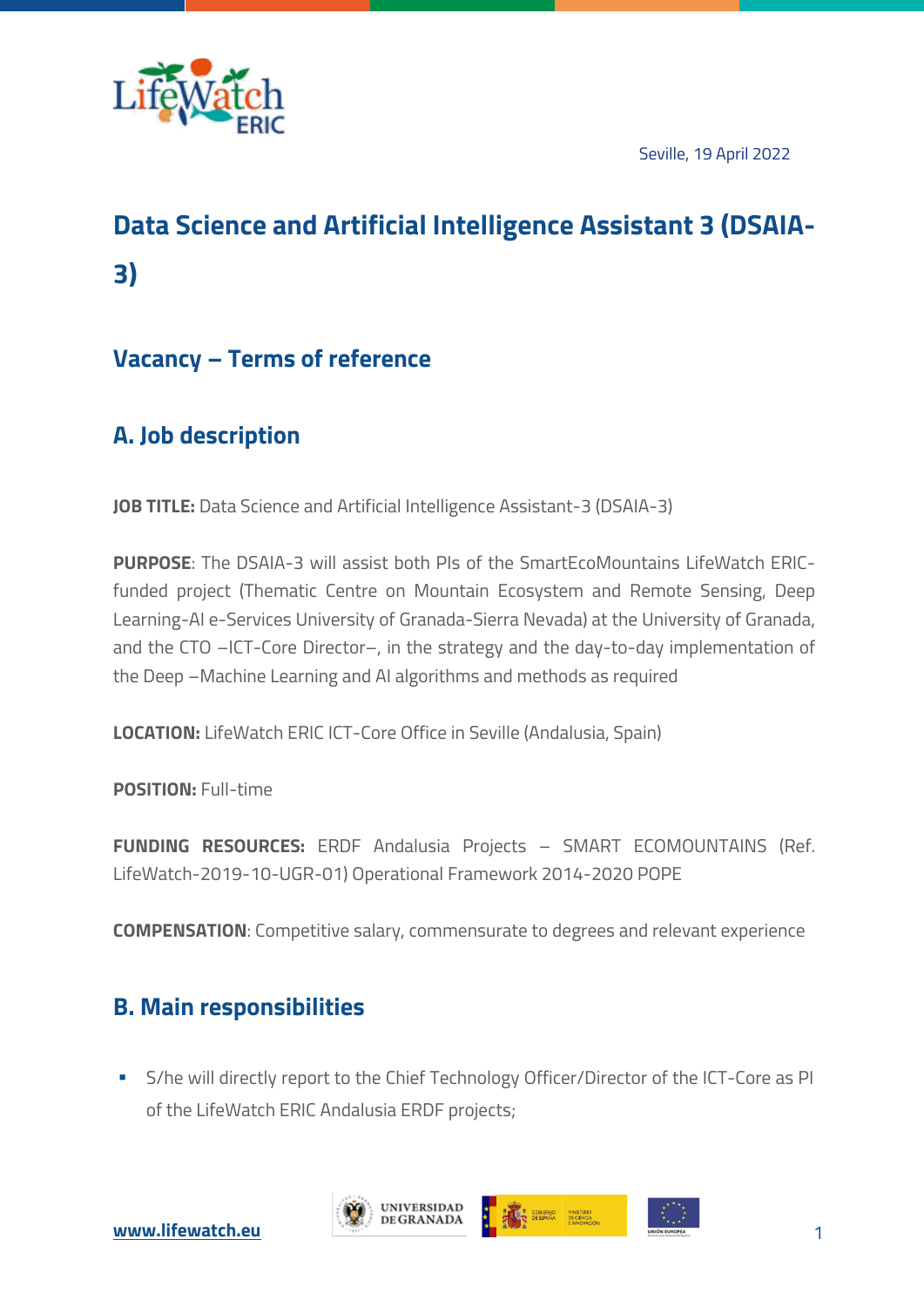Seville, 19 April 2022

# Data Science and Artificial Intelligence Assistant 3 (DSAIA-3)

## Vacancy – Terms of reference

## A. Job description

**JOB TITLE:** Data Science and Artificial Intelligence Assistant-3 (DSAIA-3)

**PURPOSE**: The DSAIA-3 will assist both PIs of the SmartEcoMountains LifeWatch ERIC-funded project (Thematic Centre on Mountain Ecosystem and Remote Sensing, Deep Learning-AI e-Services University of Granada-Sierra Nevada) at the University of Granada, and the CTO –ICT-Core Director–, in the strategy and the day-to-day implementation of the Deep –Machine Learning and AI algorithms and methods as required

**LOCATION:** LifeWatch ERIC ICT-Core Office in Seville (Andalusia, Spain)

**POSITION:** Full-time

**FUNDING RESOURCES:** ERDF Andalusia Projects – SMART ECOMOUNTAINS (Ref. LifeWatch-2019-10-UGR-01) Operational Framework 2014-2020 POPE

**COMPENSATION**: Competitive salary, commensurate to degrees and relevant experience

## B. Main responsibilities

- S/he will directly report to the Chief Technology Officer/Director of the ICT-Core as PI of the LifeWatch ERIC Andalusia ERDF projects;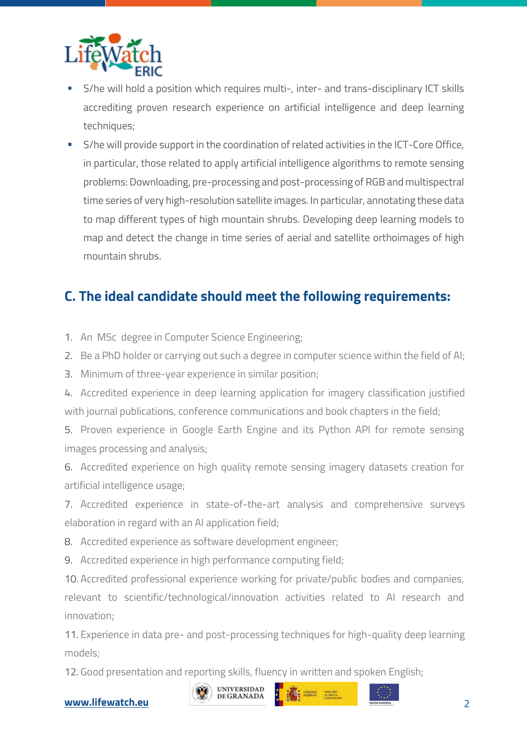- S/he will hold a position which requires multi-, inter- and trans-disciplinary ICT skills accrediting proven research experience on artificial intelligence and deep learning techniques;
- S/he will provide support in the coordination of related activities in the ICT-Core Office, in particular, those related to apply artificial intelligence algorithms to remote sensing problems: Downloading, pre-processing and post-processing of RGB and multispectral time series of very high-resolution satellite images. In particular, annotating these data to map different types of high mountain shrubs. Developing deep learning models to map and detect the change in time series of aerial and satellite orthoimages of high mountain shrubs.

## C. The ideal candidate should meet the following requirements:

1. An MSc degree in Computer Science Engineering;
2. Be a PhD holder or carrying out such a degree in computer science within the field of AI;
3. Minimum of three-year experience in similar position;
4. Accredited experience in deep learning application for imagery classification justified with journal publications, conference communications and book chapters in the field;
5. Proven experience in Google Earth Engine and its Python API for remote sensing images processing and analysis;
6. Accredited experience on high quality remote sensing imagery datasets creation for artificial intelligence usage;
7. Accredited experience in state-of-the-art analysis and comprehensive surveys elaboration in regard with an AI application field;
8. Accredited experience as software development engineer;
9. Accredited experience in high performance computing field;
10. Accredited professional experience working for private/public bodies and companies, relevant to scientific/technological/innovation activities related to AI research and innovation;
11. Experience in data pre- and post-processing techniques for high-quality deep learning models;
12. Good presentation and reporting skills, fluency in written and spoken English;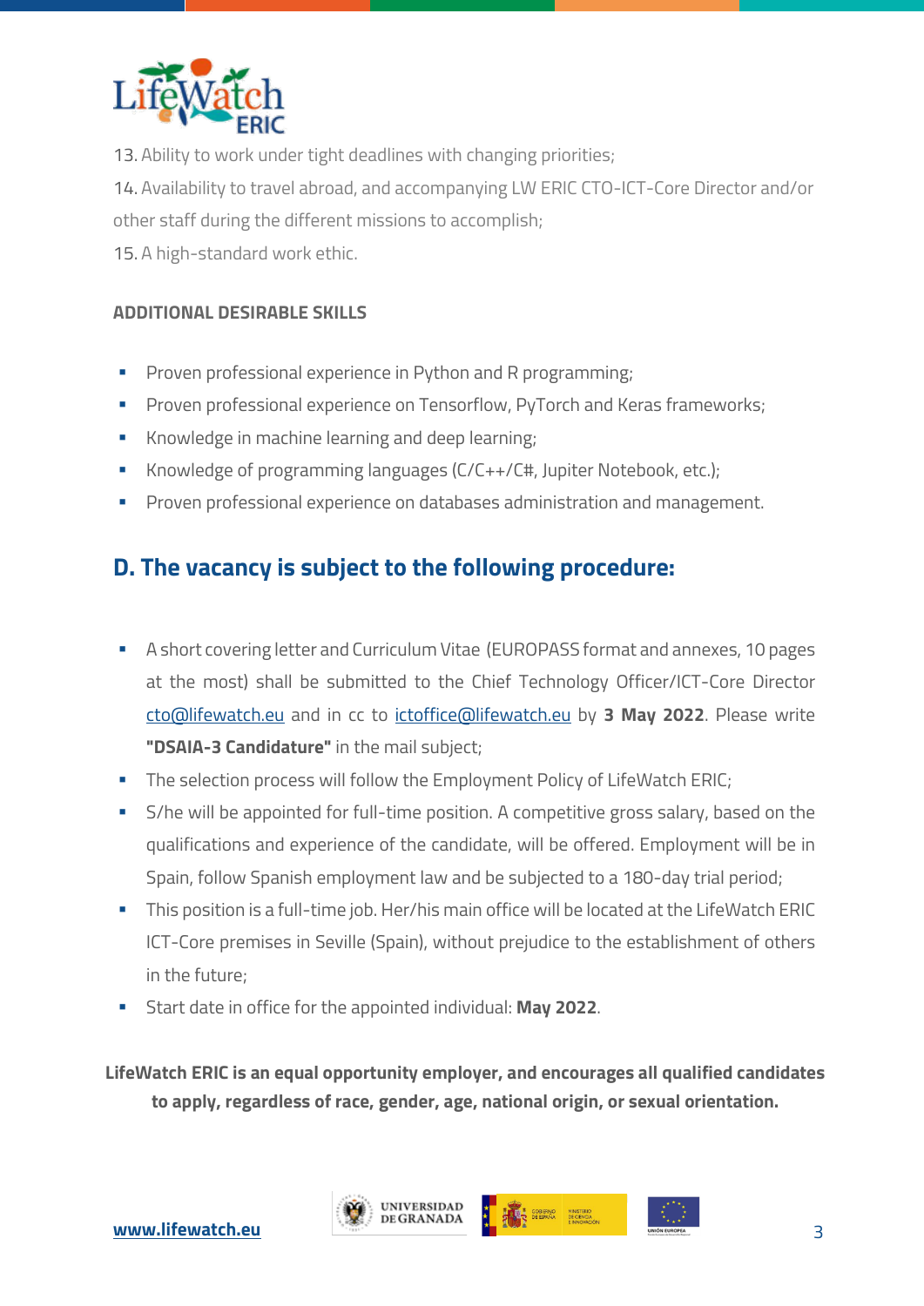13. Ability to work under tight deadlines with changing priorities;
14. Availability to travel abroad, and accompanying LW ERIC CTO-ICT-Core Director and/or other staff during the different missions to accomplish;
15. A high-standard work ethic.

**ADDITIONAL DESIRABLE SKILLS**

- Proven professional experience in Python and R programming;
- Proven professional experience on Tensorflow, PyTorch and Keras frameworks;
- Knowledge in machine learning and deep learning;
- Knowledge of programming languages (C/C++/C#, Jupiter Notebook, etc.);
- Proven professional experience on databases administration and management.

## D. The vacancy is subject to the following procedure:

- A short covering letter and Curriculum Vitae (EUROPASS format and annexes, 10 pages at the most) shall be submitted to the Chief Technology Officer/ICT-Core Director cto@lifewatch.eu and in cc to ictoffice@lifewatch.eu by **3 May 2022**. Please write **"DSAIA-3 Candidature"** in the mail subject;
- The selection process will follow the Employment Policy of LifeWatch ERIC;
- S/he will be appointed for full-time position. A competitive gross salary, based on the qualifications and experience of the candidate, will be offered. Employment will be in Spain, follow Spanish employment law and be subjected to a 180-day trial period;
- This position is a full-time job. Her/his main office will be located at the LifeWatch ERIC ICT-Core premises in Seville (Spain), without prejudice to the establishment of others in the future;
- Start date in office for the appointed individual: **May 2022**.

**LifeWatch ERIC is an equal opportunity employer, and encourages all qualified candidates to apply, regardless of race, gender, age, national origin, or sexual orientation.**